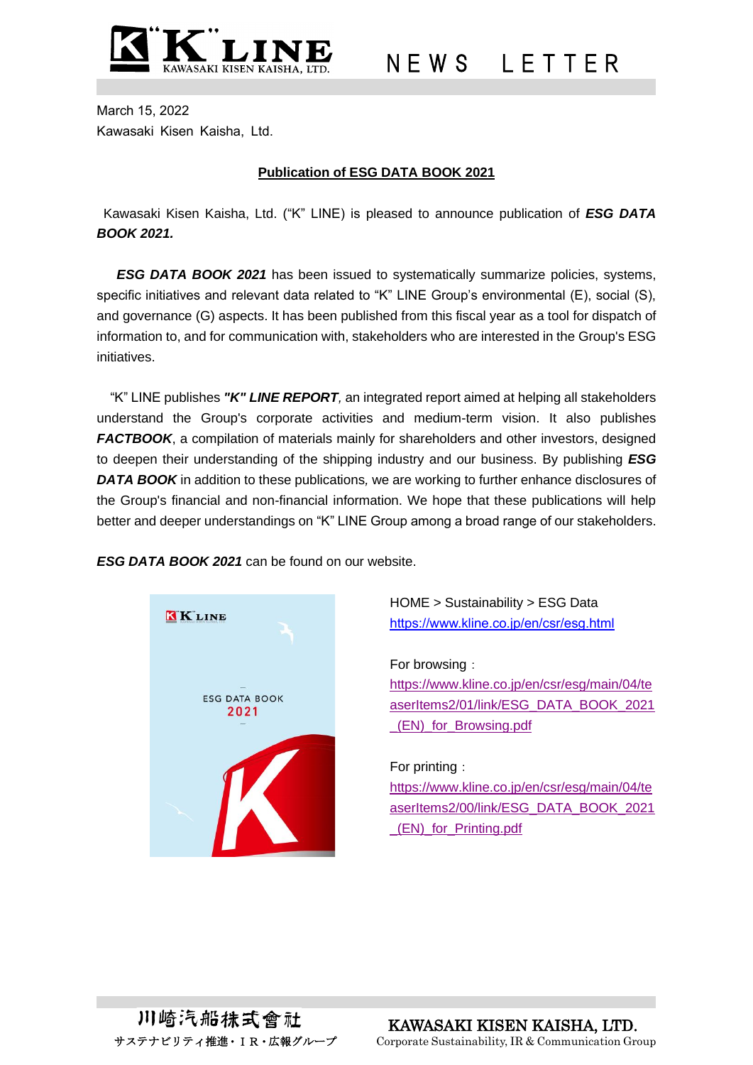NEWS LETTER

March 15, 2022
Kawasaki Kisen Kaisha, Ltd.

## Publication of ESG DATA BOOK 2021

Kawasaki Kisen Kaisha, Ltd. ("K" LINE) is pleased to announce publication of ***ESG DATA BOOK 2021.***

***ESG DATA BOOK 2021*** has been issued to systematically summarize policies, systems, specific initiatives and relevant data related to "K" LINE Group's environmental (E), social (S), and governance (G) aspects. It has been published from this fiscal year as a tool for dispatch of information to, and for communication with, stakeholders who are interested in the Group's ESG initiatives.

"K" LINE publishes ***"K" LINE REPORT,*** an integrated report aimed at helping all stakeholders understand the Group's corporate activities and medium-term vision. It also publishes ***FACTBOOK***, a compilation of materials mainly for shareholders and other investors, designed to deepen their understanding of the shipping industry and our business. By publishing ***ESG DATA BOOK*** in addition to these publications, we are working to further enhance disclosures of the Group's financial and non-financial information. We hope that these publications will help better and deeper understandings on "K" LINE Group among a broad range of our stakeholders.

***ESG DATA BOOK 2021*** can be found on our website.

HOME > Sustainability > ESG Data
https://www.kline.co.jp/en/csr/esg.html

For browsing：
https://www.kline.co.jp/en/csr/esg/main/04/teaserItems2/01/link/ESG_DATA_BOOK_2021_(EN)_for_Browsing.pdf

For printing：
https://www.kline.co.jp/en/csr/esg/main/04/teaserItems2/00/link/ESG_DATA_BOOK_2021_(EN)_for_Printing.pdf

川崎汽船株式會社
サステナビリティ推進・ＩＲ・広報グループ

KAWASAKI KISEN KAISHA, LTD.
Corporate Sustainability, IR & Communication Group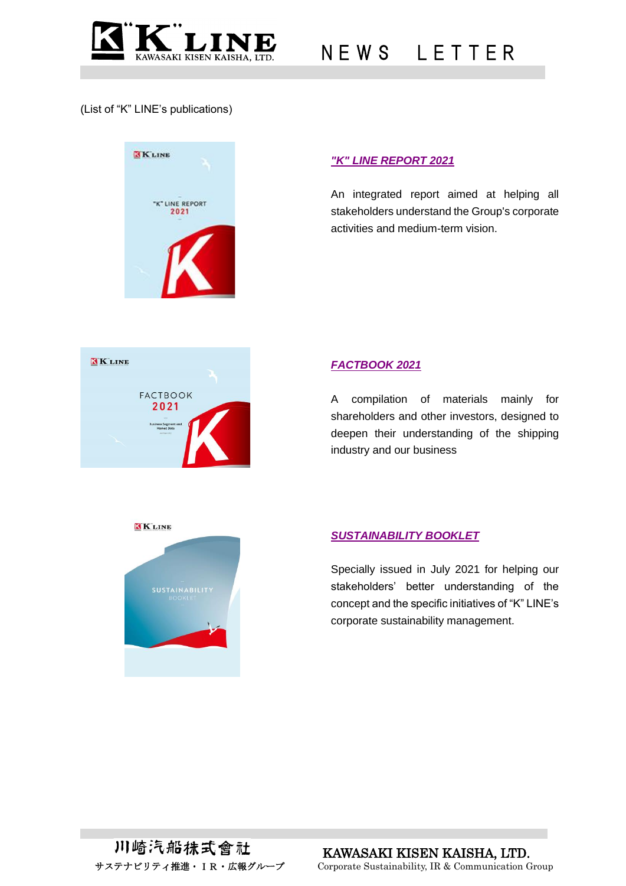(List of “K” LINE’s publications)

### "K" LINE REPORT 2021

An integrated report aimed at helping all stakeholders understand the Group's corporate activities and medium-term vision.

### FACTBOOK 2021

A compilation of materials mainly for shareholders and other investors, designed to deepen their understanding of the shipping industry and our business

### SUSTAINABILITY BOOKLET

Specially issued in July 2021 for helping our stakeholders’ better understanding of the concept and the specific initiatives of “K” LINE’s corporate sustainability management.

川崎汽船株式會社
サステナビリティ推進・ＩＲ・広報グループ

KAWASAKI KISEN KAISHA, LTD.
Corporate Sustainability, IR & Communication Group